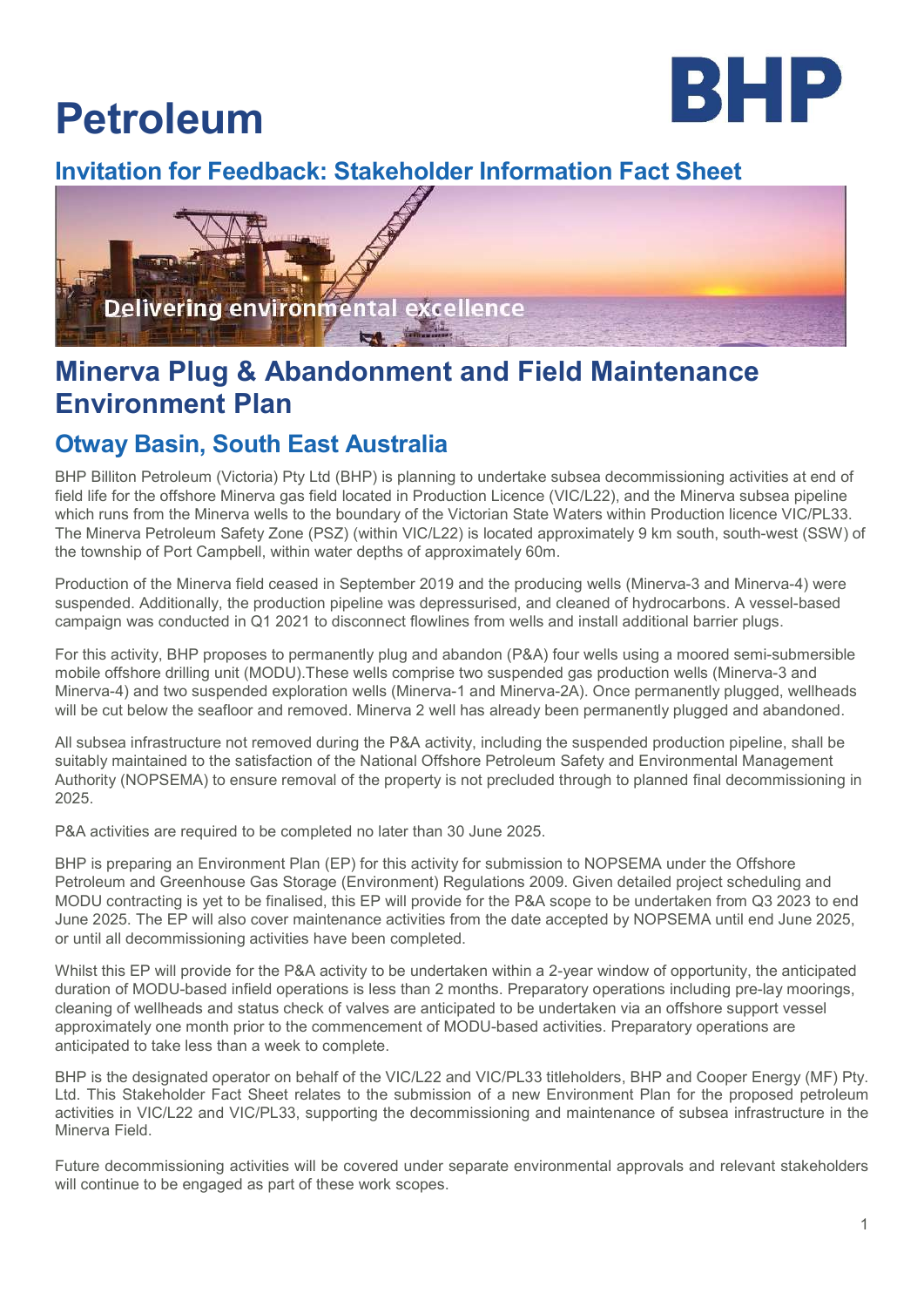# Petroleum

BHP

## Invitation for Feedback: Stakeholder Information Fact Sheet

Delivering environmental excellence

# Minerva Plug & Abandonment and Field Maintenance Environment Plan

## Otway Basin, South East Australia

BHP Billiton Petroleum (Victoria) Pty Ltd (BHP) is planning to undertake subsea decommissioning activities at end of field life for the offshore Minerva gas field located in Production Licence (VIC/L22), and the Minerva subsea pipeline which runs from the Minerva wells to the boundary of the Victorian State Waters within Production licence VIC/PL33. The Minerva Petroleum Safety Zone (PSZ) (within VIC/L22) is located approximately 9 km south, south-west (SSW) of the township of Port Campbell, within water depths of approximately 60m.

Production of the Minerva field ceased in September 2019 and the producing wells (Minerva-3 and Minerva-4) were suspended. Additionally, the production pipeline was depressurised, and cleaned of hydrocarbons. A vessel-based campaign was conducted in Q1 2021 to disconnect flowlines from wells and install additional barrier plugs.

For this activity, BHP proposes to permanently plug and abandon (P&A) four wells using a moored semi-submersible mobile offshore drilling unit (MODU).These wells comprise two suspended gas production wells (Minerva-3 and Minerva-4) and two suspended exploration wells (Minerva-1 and Minerva-2A). Once permanently plugged, wellheads will be cut below the seafloor and removed. Minerva 2 well has already been permanently plugged and abandoned.

All subsea infrastructure not removed during the P&A activity, including the suspended production pipeline, shall be suitably maintained to the satisfaction of the National Offshore Petroleum Safety and Environmental Management Authority (NOPSEMA) to ensure removal of the property is not precluded through to planned final decommissioning in 2025.

P&A activities are required to be completed no later than 30 June 2025.

BHP is preparing an Environment Plan (EP) for this activity for submission to NOPSEMA under the Offshore Petroleum and Greenhouse Gas Storage (Environment) Regulations 2009. Given detailed project scheduling and MODU contracting is yet to be finalised, this EP will provide for the P&A scope to be undertaken from Q3 2023 to end June 2025. The EP will also cover maintenance activities from the date accepted by NOPSEMA until end June 2025, or until all decommissioning activities have been completed.

Whilst this EP will provide for the P&A activity to be undertaken within a 2-year window of opportunity, the anticipated duration of MODU-based infield operations is less than 2 months. Preparatory operations including pre-lay moorings, cleaning of wellheads and status check of valves are anticipated to be undertaken via an offshore support vessel approximately one month prior to the commencement of MODU-based activities. Preparatory operations are anticipated to take less than a week to complete.

BHP is the designated operator on behalf of the VIC/L22 and VIC/PL33 titleholders, BHP and Cooper Energy (MF) Pty. Ltd. This Stakeholder Fact Sheet relates to the submission of a new Environment Plan for the proposed petroleum activities in VIC/L22 and VIC/PL33, supporting the decommissioning and maintenance of subsea infrastructure in the Minerva Field.

Future decommissioning activities will be covered under separate environmental approvals and relevant stakeholders will continue to be engaged as part of these work scopes.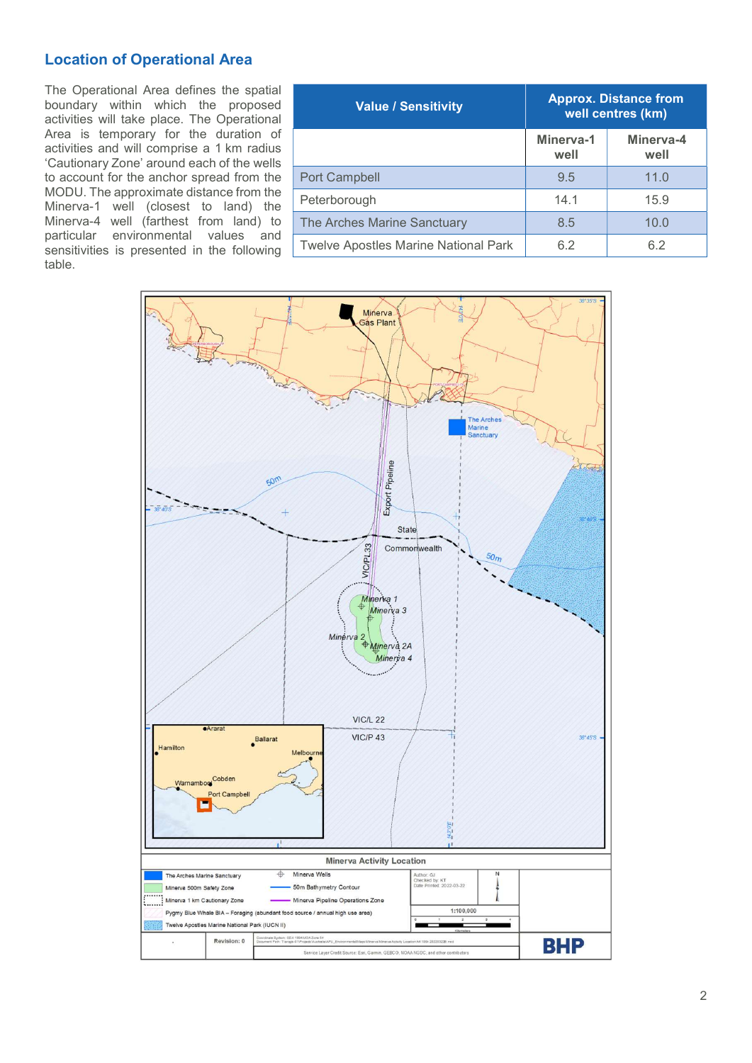## Location of Operational Area

The Operational Area defines the spatial boundary within which the proposed activities will take place. The Operational Area is temporary for the duration of activities and will comprise a 1 km radius 'Cautionary Zone' around each of the wells to account for the anchor spread from the MODU. The approximate distance from the Minerva-1 well (closest to land) the Minerva-4 well (farthest from land) to particular environmental values and sensitivities is presented in the following table.

| Value / Sensitivity | Approx. Distance from well centres (km) | |
|---|---|---|
| | Minerva-1 well | Minerva-4 well |
| Port Campbell | 9.5 | 11.0 |
| Peterborough | 14.1 | 15.9 |
| The Arches Marine Sanctuary | 8.5 | 10.0 |
| Twelve Apostles Marine National Park | 6.2 | 6.2 |

Minerva Activity Location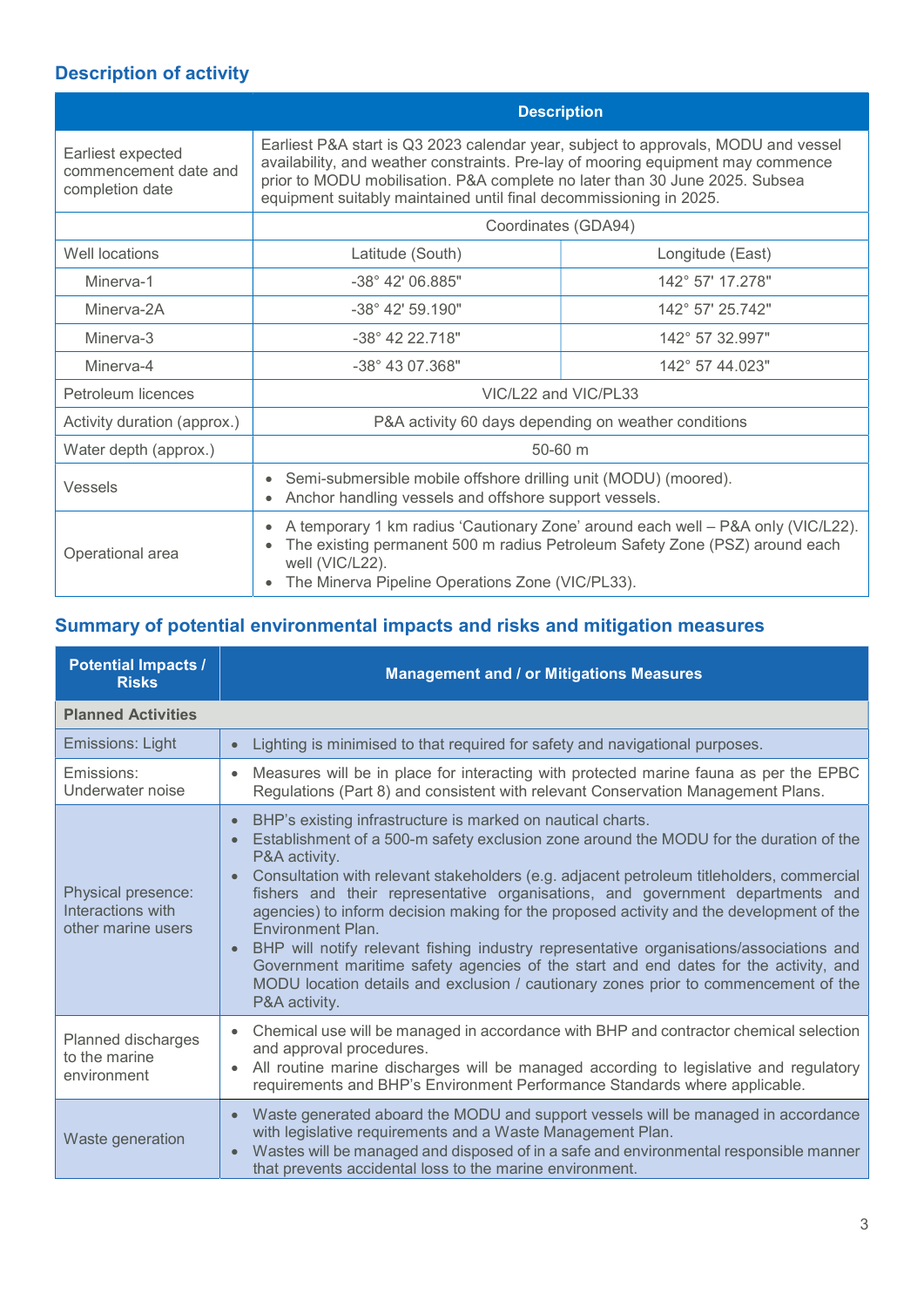## Description of activity

| | Description | |
|---|---|---|
| Earliest expected commencement date and completion date | Earliest P&A start is Q3 2023 calendar year, subject to approvals, MODU and vessel availability, and weather constraints. Pre-lay of mooring equipment may commence prior to MODU mobilisation. P&A complete no later than 30 June 2025. Subsea equipment suitably maintained until final decommissioning in 2025. | |
| | Coordinates (GDA94) | |
| Well locations | Latitude (South) | Longitude (East) |
| Minerva-1 | -38° 42' 06.885" | 142° 57' 17.278" |
| Minerva-2A | -38° 42' 59.190" | 142° 57' 25.742" |
| Minerva-3 | -38° 42 22.718" | 142° 57 32.997" |
| Minerva-4 | -38° 43 07.368" | 142° 57 44.023" |
| Petroleum licences | VIC/L22 and VIC/PL33 | |
| Activity duration (approx.) | P&A activity 60 days depending on weather conditions | |
| Water depth (approx.) | 50-60 m | |
| Vessels | • Semi-submersible mobile offshore drilling unit (MODU) (moored).<br>• Anchor handling vessels and offshore support vessels. | |
| Operational area | • A temporary 1 km radius 'Cautionary Zone' around each well – P&A only (VIC/L22).<br>• The existing permanent 500 m radius Petroleum Safety Zone (PSZ) around each well (VIC/L22).<br>• The Minerva Pipeline Operations Zone (VIC/PL33). | |

## Summary of potential environmental impacts and risks and mitigation measures

| Potential Impacts / Risks | Management and / or Mitigations Measures |
|---|---|
| **Planned Activities** | |
| Emissions: Light | • Lighting is minimised to that required for safety and navigational purposes. |
| Emissions: Underwater noise | • Measures will be in place for interacting with protected marine fauna as per the EPBC Regulations (Part 8) and consistent with relevant Conservation Management Plans. |
| Physical presence: Interactions with other marine users | • BHP's existing infrastructure is marked on nautical charts.<br>• Establishment of a 500-m safety exclusion zone around the MODU for the duration of the P&A activity.<br>• Consultation with relevant stakeholders (e.g. adjacent petroleum titleholders, commercial fishers and their representative organisations, and government departments and agencies) to inform decision making for the proposed activity and the development of the Environment Plan.<br>• BHP will notify relevant fishing industry representative organisations/associations and Government maritime safety agencies of the start and end dates for the activity, and MODU location details and exclusion / cautionary zones prior to commencement of the P&A activity. |
| Planned discharges to the marine environment | • Chemical use will be managed in accordance with BHP and contractor chemical selection and approval procedures.<br>• All routine marine discharges will be managed according to legislative and regulatory requirements and BHP's Environment Performance Standards where applicable. |
| Waste generation | • Waste generated aboard the MODU and support vessels will be managed in accordance with legislative requirements and a Waste Management Plan.<br>• Wastes will be managed and disposed of in a safe and environmental responsible manner that prevents accidental loss to the marine environment. |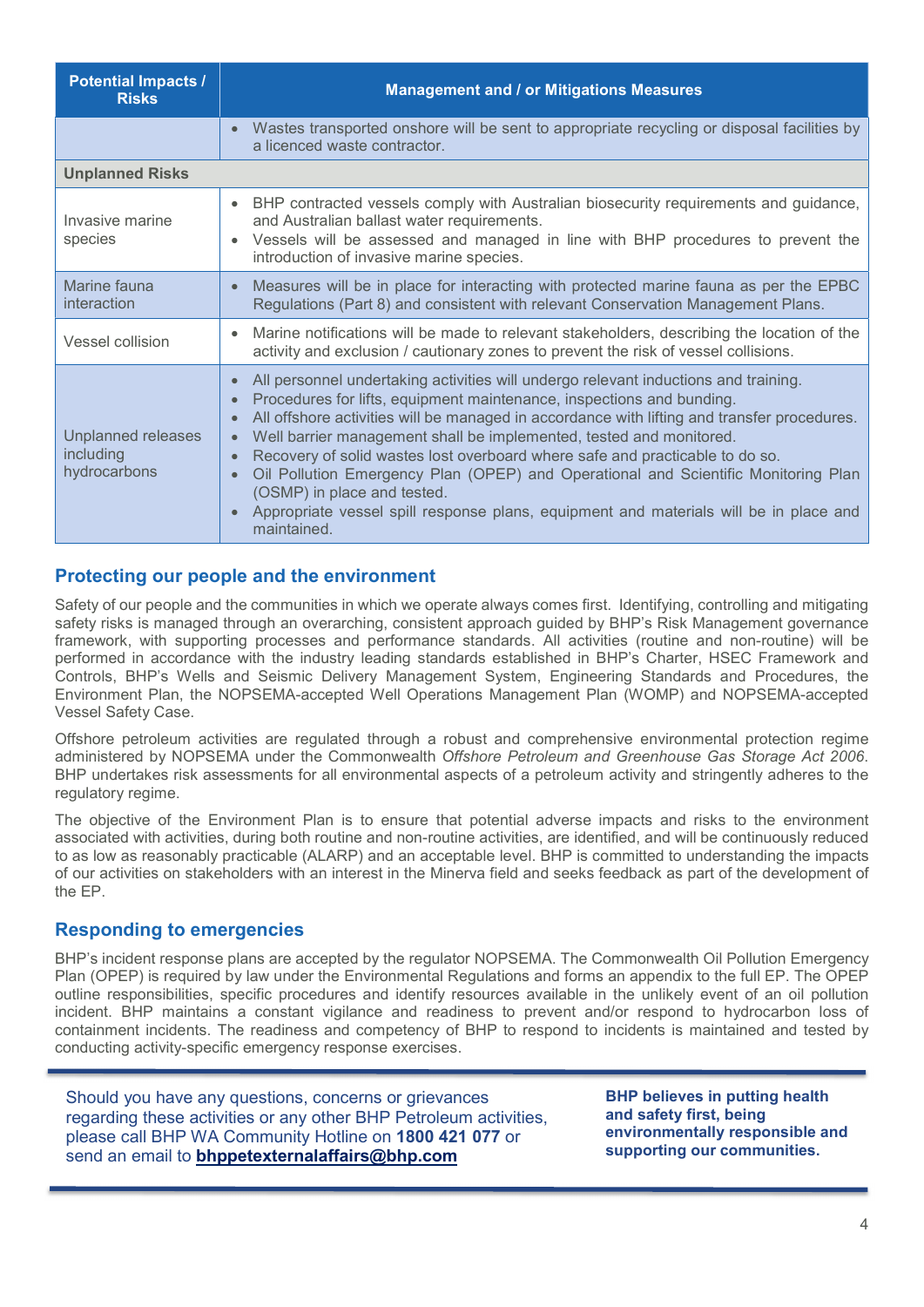| Potential Impacts / Risks | Management and / or Mitigations Measures |
|---|---|
| | • Wastes transported onshore will be sent to appropriate recycling or disposal facilities by a licenced waste contractor. |
| **Unplanned Risks** | |
| Invasive marine species | • BHP contracted vessels comply with Australian biosecurity requirements and guidance, and Australian ballast water requirements.<br>• Vessels will be assessed and managed in line with BHP procedures to prevent the introduction of invasive marine species. |
| Marine fauna interaction | • Measures will be in place for interacting with protected marine fauna as per the EPBC Regulations (Part 8) and consistent with relevant Conservation Management Plans. |
| Vessel collision | • Marine notifications will be made to relevant stakeholders, describing the location of the activity and exclusion / cautionary zones to prevent the risk of vessel collisions. |
| Unplanned releases including hydrocarbons | • All personnel undertaking activities will undergo relevant inductions and training.<br>• Procedures for lifts, equipment maintenance, inspections and bunding.<br>• All offshore activities will be managed in accordance with lifting and transfer procedures.<br>• Well barrier management shall be implemented, tested and monitored.<br>• Recovery of solid wastes lost overboard where safe and practicable to do so.<br>• Oil Pollution Emergency Plan (OPEP) and Operational and Scientific Monitoring Plan (OSMP) in place and tested.<br>• Appropriate vessel spill response plans, equipment and materials will be in place and maintained. |

## Protecting our people and the environment

Safety of our people and the communities in which we operate always comes first. Identifying, controlling and mitigating safety risks is managed through an overarching, consistent approach guided by BHP's Risk Management governance framework, with supporting processes and performance standards. All activities (routine and non-routine) will be performed in accordance with the industry leading standards established in BHP's Charter, HSEC Framework and Controls, BHP's Wells and Seismic Delivery Management System, Engineering Standards and Procedures, the Environment Plan, the NOPSEMA-accepted Well Operations Management Plan (WOMP) and NOPSEMA-accepted Vessel Safety Case.

Offshore petroleum activities are regulated through a robust and comprehensive environmental protection regime administered by NOPSEMA under the Commonwealth *Offshore Petroleum and Greenhouse Gas Storage Act 2006*. BHP undertakes risk assessments for all environmental aspects of a petroleum activity and stringently adheres to the regulatory regime.

The objective of the Environment Plan is to ensure that potential adverse impacts and risks to the environment associated with activities, during both routine and non-routine activities, are identified, and will be continuously reduced to as low as reasonably practicable (ALARP) and an acceptable level. BHP is committed to understanding the impacts of our activities on stakeholders with an interest in the Minerva field and seeks feedback as part of the development of the EP.

## Responding to emergencies

BHP's incident response plans are accepted by the regulator NOPSEMA. The Commonwealth Oil Pollution Emergency Plan (OPEP) is required by law under the Environmental Regulations and forms an appendix to the full EP. The OPEP outline responsibilities, specific procedures and identify resources available in the unlikely event of an oil pollution incident. BHP maintains a constant vigilance and readiness to prevent and/or respond to hydrocarbon loss of containment incidents. The readiness and competency of BHP to respond to incidents is maintained and tested by conducting activity-specific emergency response exercises.

Should you have any questions, concerns or grievances regarding these activities or any other BHP Petroleum activities, please call BHP WA Community Hotline on **1800 421 077** or send an email to **bhppetexternalaffairs@bhp.com**

**BHP believes in putting health and safety first, being environmentally responsible and supporting our communities.**